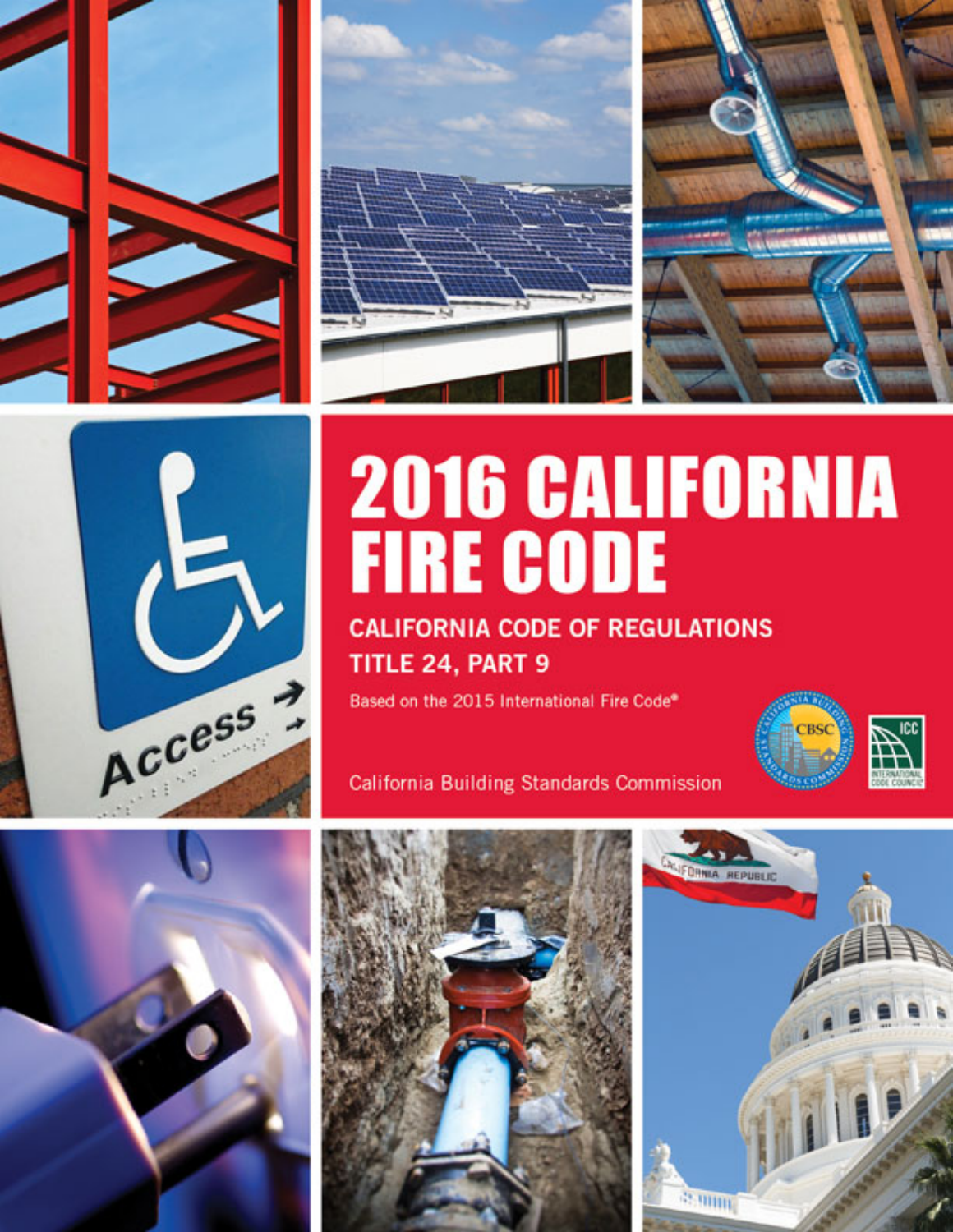# 2016 CALIFORNIA FIRE CODE

## CALIFORNIA CODE OF REGULATIONS
## TITLE 24, PART 9

Based on the 2015 International Fire Code®

California Building Standards Commission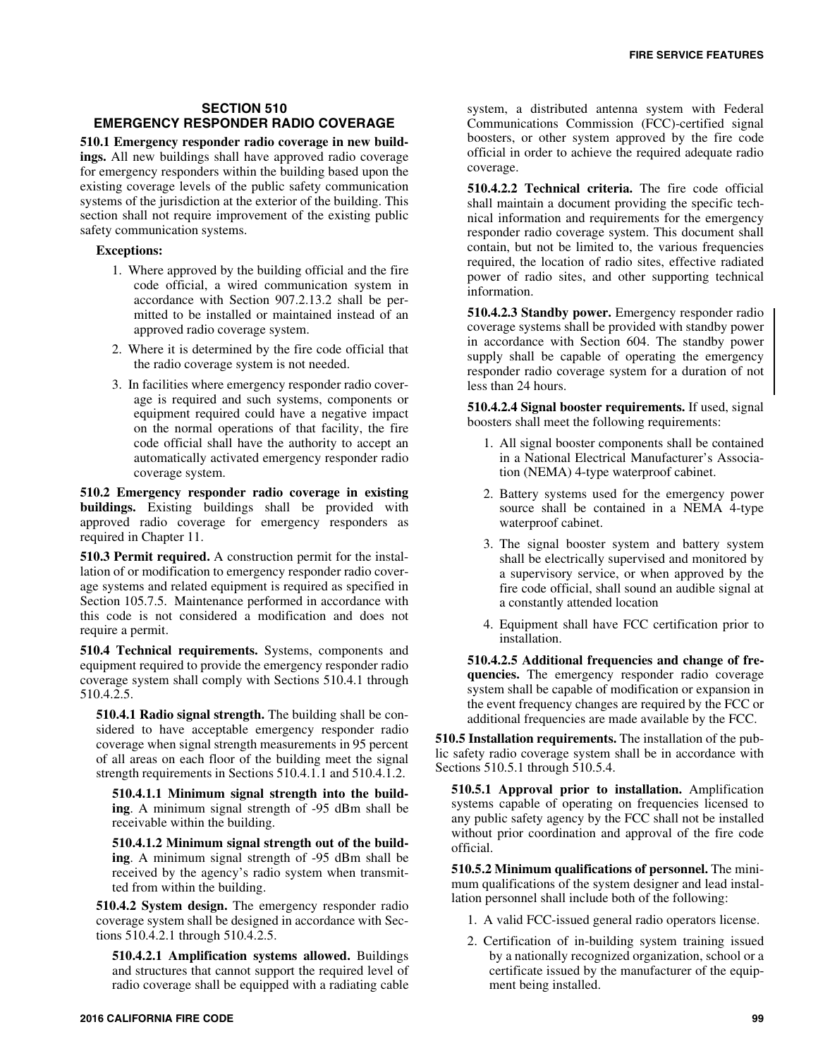## SECTION 510 EMERGENCY RESPONDER RADIO COVERAGE

**510.1 Emergency responder radio coverage in new buildings.** All new buildings shall have approved radio coverage for emergency responders within the building based upon the existing coverage levels of the public safety communication systems of the jurisdiction at the exterior of the building. This section shall not require improvement of the existing public safety communication systems.

**Exceptions:**

1. Where approved by the building official and the fire code official, a wired communication system in accordance with Section 907.2.13.2 shall be permitted to be installed or maintained instead of an approved radio coverage system.
2. Where it is determined by the fire code official that the radio coverage system is not needed.
3. In facilities where emergency responder radio coverage is required and such systems, components or equipment required could have a negative impact on the normal operations of that facility, the fire code official shall have the authority to accept an automatically activated emergency responder radio coverage system.

**510.2 Emergency responder radio coverage in existing buildings.** Existing buildings shall be provided with approved radio coverage for emergency responders as required in Chapter 11.

**510.3 Permit required.** A construction permit for the installation of or modification to emergency responder radio coverage systems and related equipment is required as specified in Section 105.7.5. Maintenance performed in accordance with this code is not considered a modification and does not require a permit.

**510.4 Technical requirements.** Systems, components and equipment required to provide the emergency responder radio coverage system shall comply with Sections 510.4.1 through 510.4.2.5.

**510.4.1 Radio signal strength.** The building shall be considered to have acceptable emergency responder radio coverage when signal strength measurements in 95 percent of all areas on each floor of the building meet the signal strength requirements in Sections 510.4.1.1 and 510.4.1.2.

**510.4.1.1 Minimum signal strength into the building**. A minimum signal strength of -95 dBm shall be receivable within the building.

**510.4.1.2 Minimum signal strength out of the building**. A minimum signal strength of -95 dBm shall be received by the agency's radio system when transmitted from within the building.

**510.4.2 System design.** The emergency responder radio coverage system shall be designed in accordance with Sections 510.4.2.1 through 510.4.2.5.

**510.4.2.1 Amplification systems allowed.** Buildings and structures that cannot support the required level of radio coverage shall be equipped with a radiating cable system, a distributed antenna system with Federal Communications Commission (FCC)-certified signal boosters, or other system approved by the fire code official in order to achieve the required adequate radio coverage.

**510.4.2.2 Technical criteria.** The fire code official shall maintain a document providing the specific technical information and requirements for the emergency responder radio coverage system. This document shall contain, but not be limited to, the various frequencies required, the location of radio sites, effective radiated power of radio sites, and other supporting technical information.

**510.4.2.3 Standby power.** Emergency responder radio coverage systems shall be provided with standby power in accordance with Section 604. The standby power supply shall be capable of operating the emergency responder radio coverage system for a duration of not less than 24 hours.

**510.4.2.4 Signal booster requirements.** If used, signal boosters shall meet the following requirements:

1. All signal booster components shall be contained in a National Electrical Manufacturer's Association (NEMA) 4-type waterproof cabinet.
2. Battery systems used for the emergency power source shall be contained in a NEMA 4-type waterproof cabinet.
3. The signal booster system and battery system shall be electrically supervised and monitored by a supervisory service, or when approved by the fire code official, shall sound an audible signal at a constantly attended location
4. Equipment shall have FCC certification prior to installation.

**510.4.2.5 Additional frequencies and change of frequencies.** The emergency responder radio coverage system shall be capable of modification or expansion in the event frequency changes are required by the FCC or additional frequencies are made available by the FCC.

**510.5 Installation requirements.** The installation of the public safety radio coverage system shall be in accordance with Sections 510.5.1 through 510.5.4.

**510.5.1 Approval prior to installation.** Amplification systems capable of operating on frequencies licensed to any public safety agency by the FCC shall not be installed without prior coordination and approval of the fire code official.

**510.5.2 Minimum qualifications of personnel.** The minimum qualifications of the system designer and lead installation personnel shall include both of the following:

1. A valid FCC-issued general radio operators license.
2. Certification of in-building system training issued by a nationally recognized organization, school or a certificate issued by the manufacturer of the equipment being installed.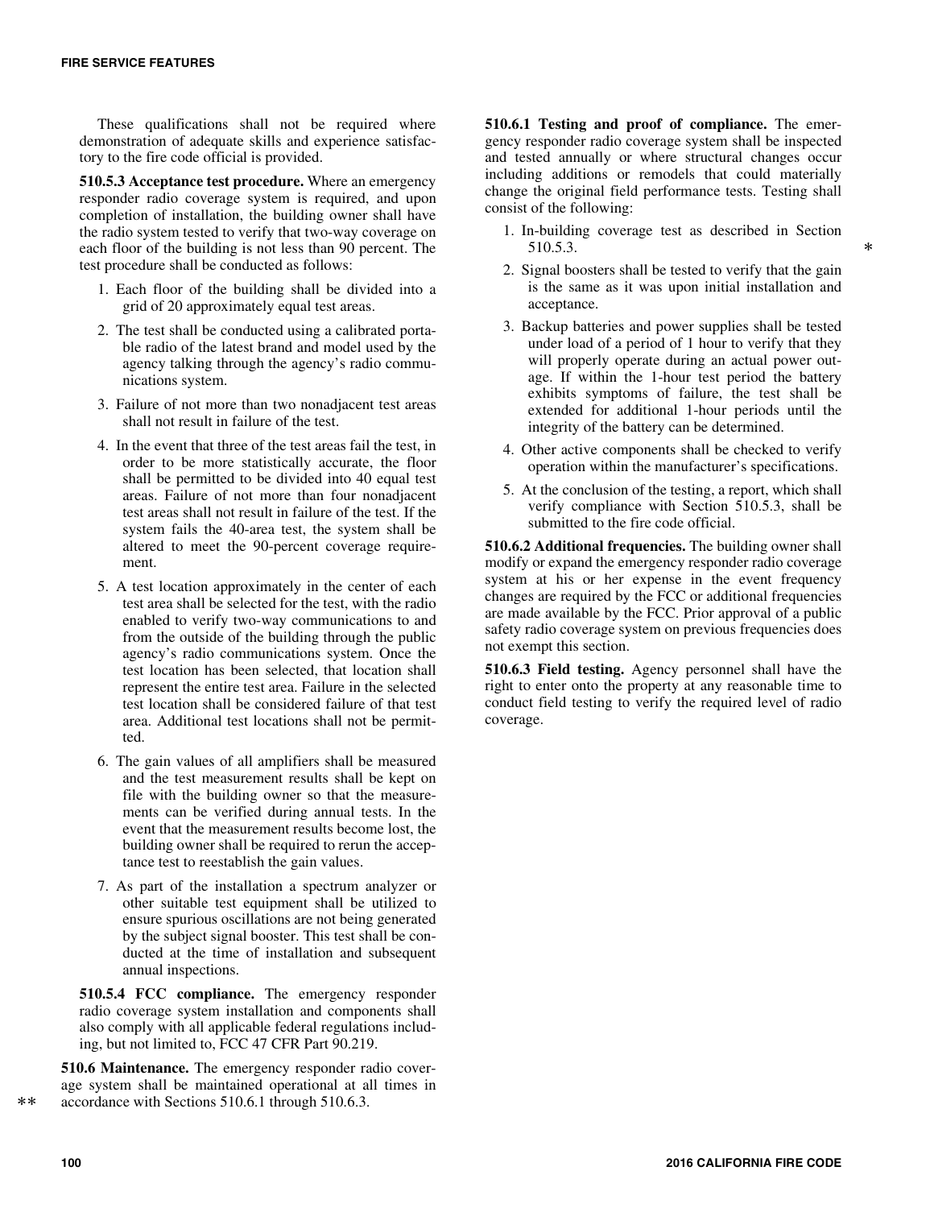These qualifications shall not be required where demonstration of adequate skills and experience satisfactory to the fire code official is provided.

**510.5.3 Acceptance test procedure.** Where an emergency responder radio coverage system is required, and upon completion of installation, the building owner shall have the radio system tested to verify that two-way coverage on each floor of the building is not less than 90 percent. The test procedure shall be conducted as follows:

1. Each floor of the building shall be divided into a grid of 20 approximately equal test areas.
2. The test shall be conducted using a calibrated portable radio of the latest brand and model used by the agency talking through the agency's radio communications system.
3. Failure of not more than two nonadjacent test areas shall not result in failure of the test.
4. In the event that three of the test areas fail the test, in order to be more statistically accurate, the floor shall be permitted to be divided into 40 equal test areas. Failure of not more than four nonadjacent test areas shall not result in failure of the test. If the system fails the 40-area test, the system shall be altered to meet the 90-percent coverage requirement.
5. A test location approximately in the center of each test area shall be selected for the test, with the radio enabled to verify two-way communications to and from the outside of the building through the public agency's radio communications system. Once the test location has been selected, that location shall represent the entire test area. Failure in the selected test location shall be considered failure of that test area. Additional test locations shall not be permitted.
6. The gain values of all amplifiers shall be measured and the test measurement results shall be kept on file with the building owner so that the measurements can be verified during annual tests. In the event that the measurement results become lost, the building owner shall be required to rerun the acceptance test to reestablish the gain values.
7. As part of the installation a spectrum analyzer or other suitable test equipment shall be utilized to ensure spurious oscillations are not being generated by the subject signal booster. This test shall be conducted at the time of installation and subsequent annual inspections.

**510.5.4 FCC compliance.** The emergency responder radio coverage system installation and components shall also comply with all applicable federal regulations including, but not limited to, FCC 47 CFR Part 90.219.

**510.6 Maintenance.** The emergency responder radio coverage system shall be maintained operational at all times in accordance with Sections 510.6.1 through 510.6.3.

**510.6.1 Testing and proof of compliance.** The emergency responder radio coverage system shall be inspected and tested annually or where structural changes occur including additions or remodels that could materially change the original field performance tests. Testing shall consist of the following:

1. In-building coverage test as described in Section 510.5.3.
2. Signal boosters shall be tested to verify that the gain is the same as it was upon initial installation and acceptance.
3. Backup batteries and power supplies shall be tested under load of a period of 1 hour to verify that they will properly operate during an actual power outage. If within the 1-hour test period the battery exhibits symptoms of failure, the test shall be extended for additional 1-hour periods until the integrity of the battery can be determined.
4. Other active components shall be checked to verify operation within the manufacturer's specifications.
5. At the conclusion of the testing, a report, which shall verify compliance with Section 510.5.3, shall be submitted to the fire code official.

**510.6.2 Additional frequencies.** The building owner shall modify or expand the emergency responder radio coverage system at his or her expense in the event frequency changes are required by the FCC or additional frequencies are made available by the FCC. Prior approval of a public safety radio coverage system on previous frequencies does not exempt this section.

**510.6.3 Field testing.** Agency personnel shall have the right to enter onto the property at any reasonable time to conduct field testing to verify the required level of radio coverage.